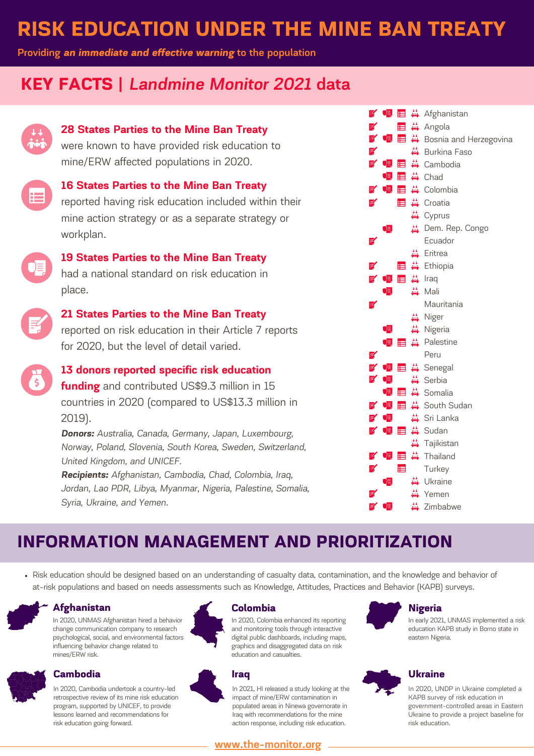# RISK EDUCATION UNDER THE MINE BAN TREATY

Providing ***an immediate and effective warning*** to the population

## KEY FACTS | *Landmine Monitor 2021* data

**28 States Parties to the Mine Ban Treaty** were known to have provided risk education to mine/ERW affected populations in 2020.

**16 States Parties to the Mine Ban Treaty** reported having risk education included within their mine action strategy or as a separate strategy or workplan.

**19 States Parties to the Mine Ban Treaty** had a national standard on risk education in place.

**21 States Parties to the Mine Ban Treaty** reported on risk education in their Article 7 reports for 2020, but the level of detail varied.

**13 donors reported specific risk education funding** and contributed US$9.3 million in 15 countries in 2020 (compared to US$13.3 million in 2019).

***Donors:*** *Australia, Canada, Germany, Japan, Luxembourg, Norway, Poland, Slovenia, South Korea, Sweden, Switzerland, United Kingdom, and UNICEF.*

***Recipients:*** *Afghanistan, Cambodia, Chad, Colombia, Iraq, Jordan, Lao PDR, Libya, Myanmar, Nigeria, Palestine, Somalia, Syria, Ukraine, and Yemen.*

| Reported on risk education in Article 7 report | National standard on risk education | Risk education in strategy or workplan | Provided risk education | Country |
|---|---|---|---|---|
| ✓ | ✓ | ✓ | ✓ | Afghanistan |
| ✓ | | ✓ | ✓ | Angola |
| ✓ | ✓ | ✓ | ✓ | Bosnia and Herzegovina |
| ✓ | | | ✓ | Burkina Faso |
| ✓ | ✓ | ✓ | ✓ | Cambodia |
| | ✓ | ✓ | ✓ | Chad |
| ✓ | ✓ | ✓ | ✓ | Colombia |
| ✓ | | ✓ | ✓ | Croatia |
| | | | ✓ | Cyprus |
| | ✓ | | ✓ | Dem. Rep. Congo |
| ✓ | | | | Ecuador |
| | | | ✓ | Eritrea |
| ✓ | | ✓ | ✓ | Ethiopia |
| ✓ | ✓ | ✓ | ✓ | Iraq |
| | ✓ | | ✓ | Mali |
| ✓ | | | | Mauritania |
| | | | ✓ | Niger |
| | ✓ | | ✓ | Nigeria |
| | ✓ | ✓ | ✓ | Palestine |
| ✓ | | | | Peru |
| ✓ | ✓ | ✓ | ✓ | Senegal |
| ✓ | ✓ | | ✓ | Serbia |
| | ✓ | ✓ | ✓ | Somalia |
| ✓ | ✓ | ✓ | ✓ | South Sudan |
| ✓ | ✓ | | ✓ | Sri Lanka |
| ✓ | ✓ | ✓ | ✓ | Sudan |
| | | | ✓ | Tajikistan |
| ✓ | ✓ | ✓ | ✓ | Thailand |
| ✓ | | ✓ | | Turkey |
| | ✓ | | ✓ | Ukraine |
| ✓ | | | ✓ | Yemen |
| ✓ | ✓ | | ✓ | Zimbabwe |

## INFORMATION MANAGEMENT AND PRIORITIZATION

- Risk education should be designed based on an understanding of casualty data, contamination, and the knowledge and behavior of at-risk populations and based on needs assessments such as Knowledge, Attitudes, Practices and Behavior (KAPB) surveys.

### Afghanistan

In 2020, UNMAS Afghanistan hired a behavior change communication company to research psychological, social, and environmental factors influencing behavior change related to mines/ERW risk.

### Colombia

In 2020, Colombia enhanced its reporting and monitoring tools through interactive digital public dashboards, including maps, graphics and disaggregated data on risk education and casualties.

### Nigeria

In early 2021, UNMAS implemented a risk education KAPB study in Borno state in eastern Nigeria.

### Cambodia

In 2020, Cambodia undertook a country-led retrospective review of its mine risk education program, supported by UNICEF, to provide lessons learned and recommendations for risk education going forward.

### Iraq

In 2021, HI released a study looking at the impact of mine/ERW contamination in populated areas in Ninewa governorate in Iraq with recommendations for the mine action response, including risk education.

### Ukraine

In 2020, UNDP in Ukraine completed a KAPB survey of risk education in government-controlled areas in Eastern Ukraine to provide a project baseline for risk education.

www.the-monitor.org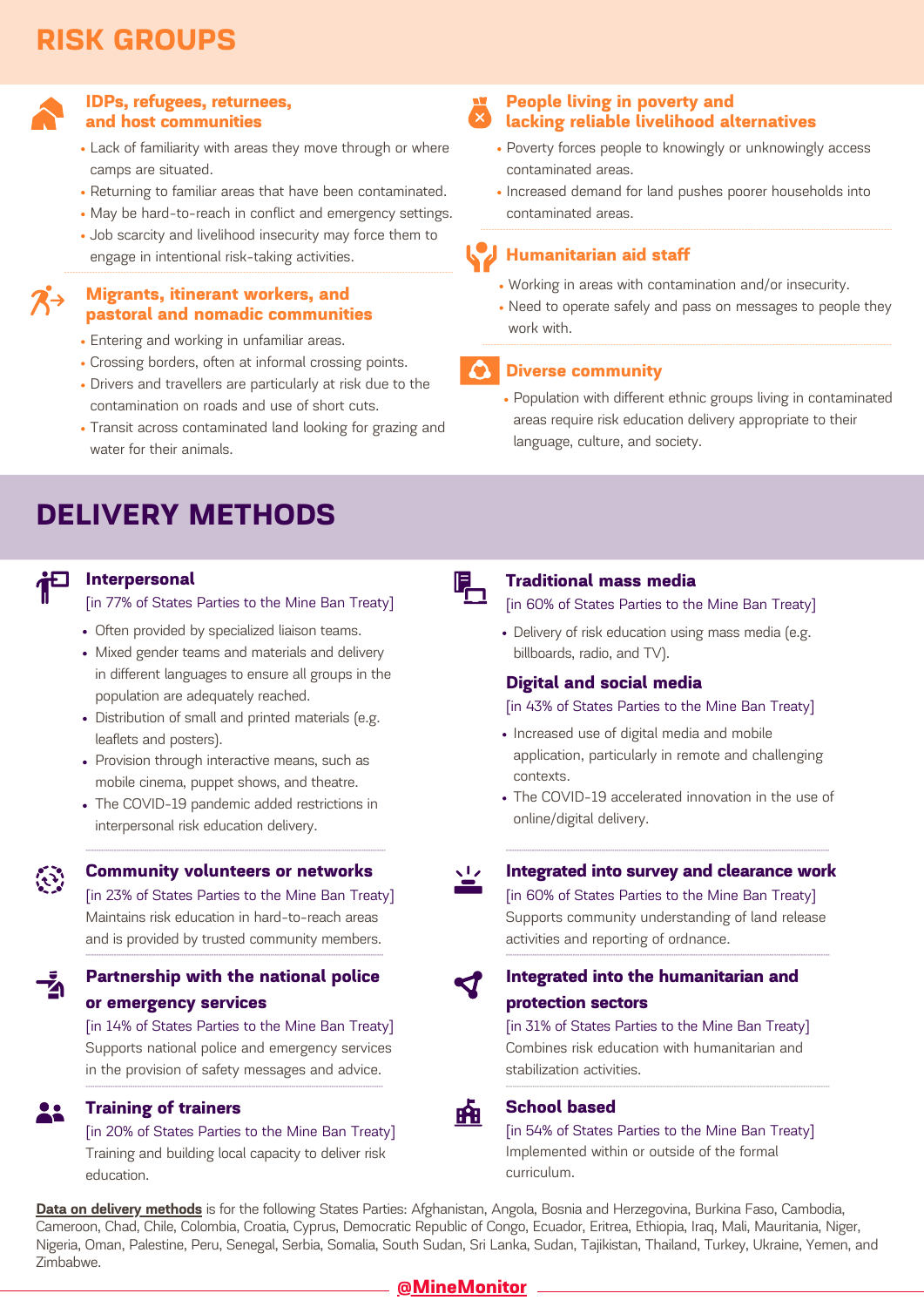# RISK GROUPS

### IDPs, refugees, returnees, and host communities

- Lack of familiarity with areas they move through or where camps are situated.
- Returning to familiar areas that have been contaminated.
- May be hard-to-reach in conflict and emergency settings.
- Job scarcity and livelihood insecurity may force them to engage in intentional risk-taking activities.

### Migrants, itinerant workers, and pastoral and nomadic communities

- Entering and working in unfamiliar areas.
- Crossing borders, often at informal crossing points.
- Drivers and travellers are particularly at risk due to the contamination on roads and use of short cuts.
- Transit across contaminated land looking for grazing and water for their animals.

### People living in poverty and lacking reliable livelihood alternatives

- Poverty forces people to knowingly or unknowingly access contaminated areas.
- Increased demand for land pushes poorer households into contaminated areas.

### Humanitarian aid staff

- Working in areas with contamination and/or insecurity.
- Need to operate safely and pass on messages to people they work with.

### Diverse community

- Population with different ethnic groups living in contaminated areas require risk education delivery appropriate to their language, culture, and society.

# DELIVERY METHODS

### Interpersonal

[in 77% of States Parties to the Mine Ban Treaty]

- Often provided by specialized liaison teams.
- Mixed gender teams and materials and delivery in different languages to ensure all groups in the population are adequately reached.
- Distribution of small and printed materials (e.g. leaflets and posters).
- Provision through interactive means, such as mobile cinema, puppet shows, and theatre.
- The COVID-19 pandemic added restrictions in interpersonal risk education delivery.

### Community volunteers or networks

[in 23% of States Parties to the Mine Ban Treaty]

Maintains risk education in hard-to-reach areas and is provided by trusted community members.

### Partnership with the national police or emergency services

[in 14% of States Parties to the Mine Ban Treaty]

Supports national police and emergency services in the provision of safety messages and advice.

### Training of trainers

[in 20% of States Parties to the Mine Ban Treaty]

Training and building local capacity to deliver risk education.

### Traditional mass media

[in 60% of States Parties to the Mine Ban Treaty]

- Delivery of risk education using mass media (e.g. billboards, radio, and TV).

### Digital and social media

[in 43% of States Parties to the Mine Ban Treaty]

- Increased use of digital media and mobile application, particularly in remote and challenging contexts.
- The COVID-19 accelerated innovation in the use of online/digital delivery.

### Integrated into survey and clearance work

[in 60% of States Parties to the Mine Ban Treaty]

Supports community understanding of land release activities and reporting of ordnance.

### Integrated into the humanitarian and protection sectors

[in 31% of States Parties to the Mine Ban Treaty]

Combines risk education with humanitarian and stabilization activities.

### School based

[in 54% of States Parties to the Mine Ban Treaty]

Implemented within or outside of the formal curriculum.

**Data on delivery methods** is for the following States Parties: Afghanistan, Angola, Bosnia and Herzegovina, Burkina Faso, Cambodia, Cameroon, Chad, Chile, Colombia, Croatia, Cyprus, Democratic Republic of Congo, Ecuador, Eritrea, Ethiopia, Iraq, Mali, Mauritania, Niger, Nigeria, Oman, Palestine, Peru, Senegal, Serbia, Somalia, South Sudan, Sri Lanka, Sudan, Tajikistan, Thailand, Turkey, Ukraine, Yemen, and Zimbabwe.

@MineMonitor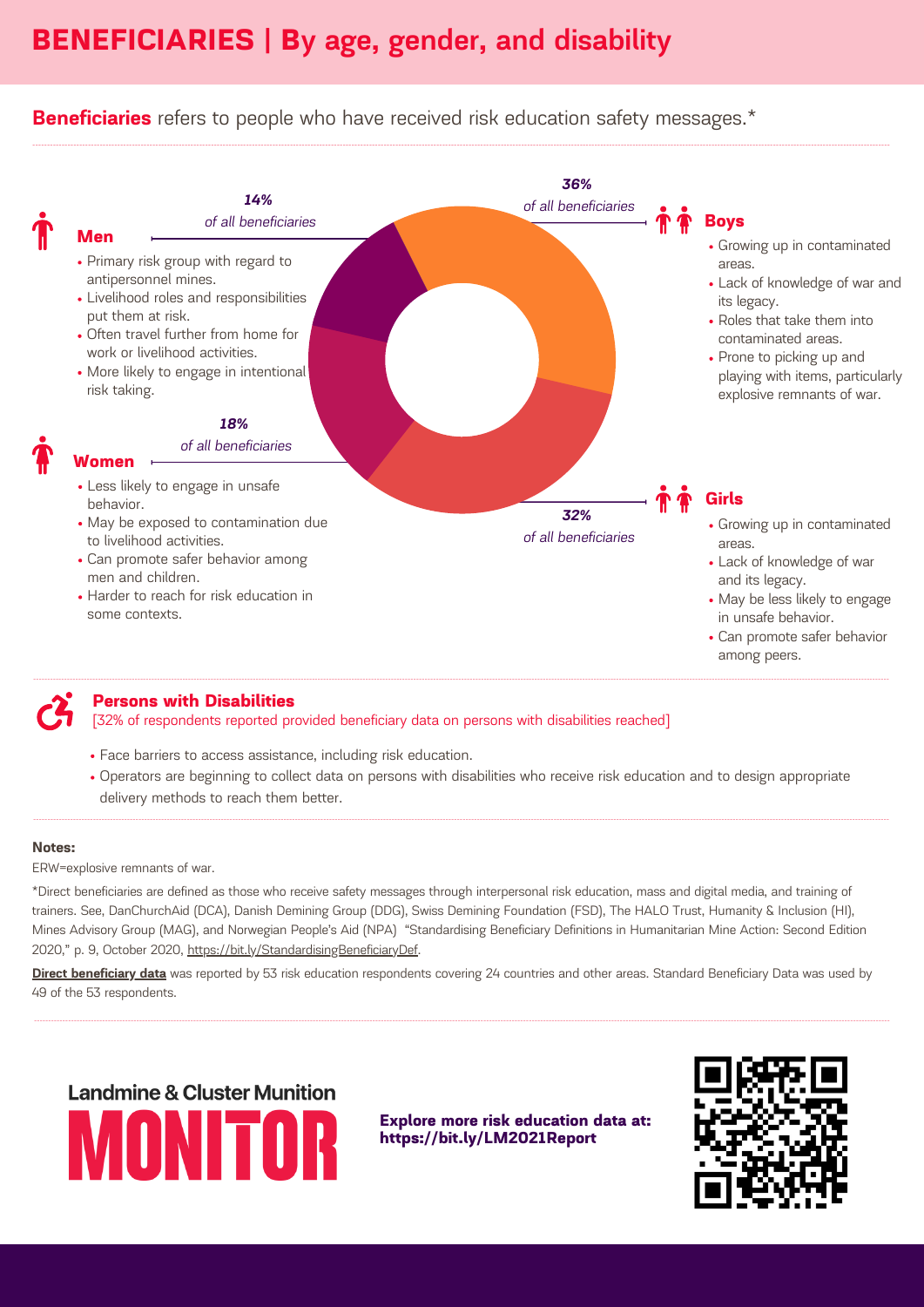# BENEFICIARIES | By age, gender, and disability

**Beneficiaries** refers to people who have received risk education safety messages.*

### Men

*14%*
*of all beneficiaries*

- Primary risk group with regard to antipersonnel mines.
- Livelihood roles and responsibilities put them at risk.
- Often travel further from home for work or livelihood activities.
- More likely to engage in intentional risk taking.

### Women

*18%*
*of all beneficiaries*

- Less likely to engage in unsafe behavior.
- May be exposed to contamination due to livelihood activities.
- Can promote safer behavior among men and children.
- Harder to reach for risk education in some contexts.

### Boys

*36%*
*of all beneficiaries*

- Growing up in contaminated areas.
- Lack of knowledge of war and its legacy.
- Roles that take them into contaminated areas.
- Prone to picking up and playing with items, particularly explosive remnants of war.

### Girls

*32%*
*of all beneficiaries*

- Growing up in contaminated areas.
- Lack of knowledge of war and its legacy.
- May be less likely to engage in unsafe behavior.
- Can promote safer behavior among peers.

### Persons with Disabilities

[32% of respondents reported provided beneficiary data on persons with disabilities reached]

- Face barriers to access assistance, including risk education.
- Operators are beginning to collect data on persons with disabilities who receive risk education and to design appropriate delivery methods to reach them better.

**Notes:**

ERW=explosive remnants of war.

*Direct beneficiaries are defined as those who receive safety messages through interpersonal risk education, mass and digital media, and training of trainers. See, DanChurchAid (DCA), Danish Demining Group (DDG), Swiss Demining Foundation (FSD), The HALO Trust, Humanity & Inclusion (HI), Mines Advisory Group (MAG), and Norwegian People's Aid (NPA) "Standardising Beneficiary Definitions in Humanitarian Mine Action: Second Edition 2020," p. 9, October 2020, https://bit.ly/StandardisingBeneficiaryDef.

**Direct beneficiary data** was reported by 53 risk education respondents covering 24 countries and other areas. Standard Beneficiary Data was used by 49 of the 53 respondents.

Landmine & Cluster Munition MONITOR

**Explore more risk education data at: https://bit.ly/LM2021Report**